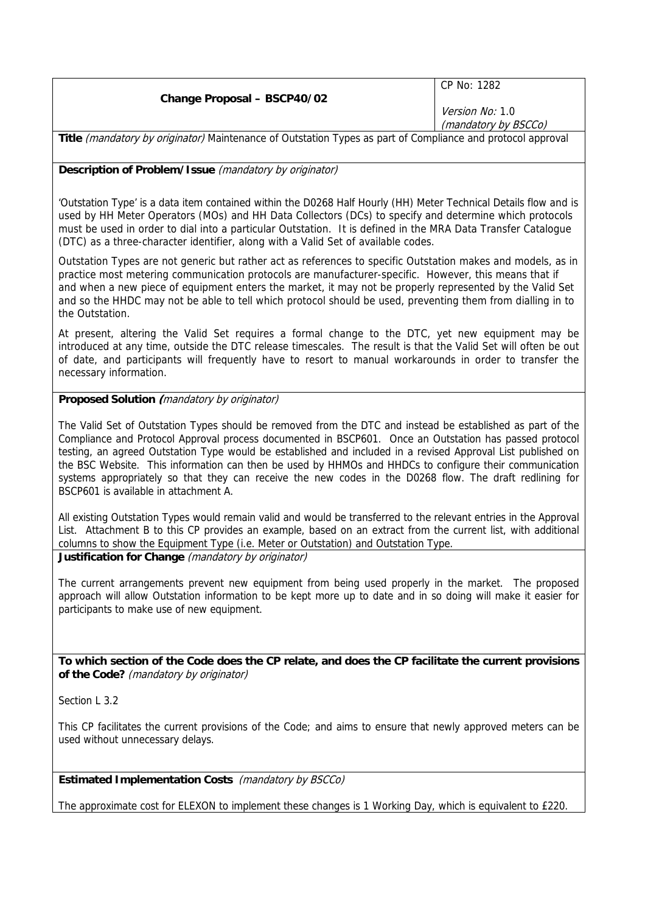| Change Proposal – BSCP40/02 | CP No: 1282<br><br>*Version No:* 1.0<br>*(mandatory by BSCCo)* |
|---|---|

**Title** *(mandatory by originator)* Maintenance of Outstation Types as part of Compliance and protocol approval

**Description of Problem/Issue** *(mandatory by originator)*

'Outstation Type' is a data item contained within the D0268 Half Hourly (HH) Meter Technical Details flow and is used by HH Meter Operators (MOs) and HH Data Collectors (DCs) to specify and determine which protocols must be used in order to dial into a particular Outstation. It is defined in the MRA Data Transfer Catalogue (DTC) as a three-character identifier, along with a Valid Set of available codes.

Outstation Types are not generic but rather act as references to specific Outstation makes and models, as in practice most metering communication protocols are manufacturer-specific. However, this means that if and when a new piece of equipment enters the market, it may not be properly represented by the Valid Set and so the HHDC may not be able to tell which protocol should be used, preventing them from dialling in to the Outstation.

At present, altering the Valid Set requires a formal change to the DTC, yet new equipment may be introduced at any time, outside the DTC release timescales. The result is that the Valid Set will often be out of date, and participants will frequently have to resort to manual workarounds in order to transfer the necessary information.

**Proposed Solution** *(mandatory by originator)*

The Valid Set of Outstation Types should be removed from the DTC and instead be established as part of the Compliance and Protocol Approval process documented in BSCP601. Once an Outstation has passed protocol testing, an agreed Outstation Type would be established and included in a revised Approval List published on the BSC Website. This information can then be used by HHMOs and HHDCs to configure their communication systems appropriately so that they can receive the new codes in the D0268 flow. The draft redlining for BSCP601 is available in attachment A.

All existing Outstation Types would remain valid and would be transferred to the relevant entries in the Approval List. Attachment B to this CP provides an example, based on an extract from the current list, with additional columns to show the Equipment Type (i.e. Meter or Outstation) and Outstation Type.

**Justification for Change** *(mandatory by originator)*

The current arrangements prevent new equipment from being used properly in the market. The proposed approach will allow Outstation information to be kept more up to date and in so doing will make it easier for participants to make use of new equipment.

**To which section of the Code does the CP relate, and does the CP facilitate the current provisions of the Code?** *(mandatory by originator)*

Section L 3.2

This CP facilitates the current provisions of the Code; and aims to ensure that newly approved meters can be used without unnecessary delays.

**Estimated Implementation Costs** *(mandatory by BSCCo)*

The approximate cost for ELEXON to implement these changes is 1 Working Day, which is equivalent to £220.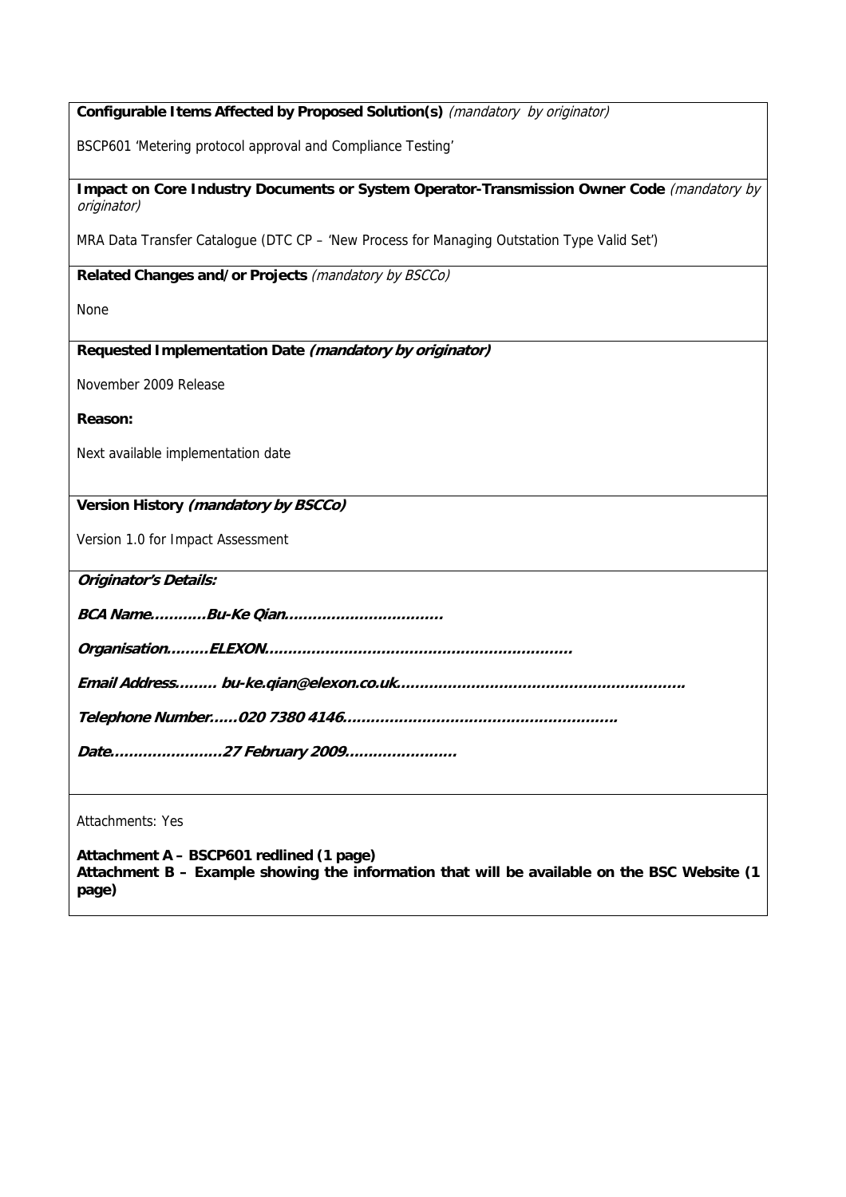**Configurable Items Affected by Proposed Solution(s)** *(mandatory by originator)*

BSCP601 'Metering protocol approval and Compliance Testing'

**Impact on Core Industry Documents or System Operator-Transmission Owner Code** *(mandatory by originator)*

MRA Data Transfer Catalogue (DTC CP – 'New Process for Managing Outstation Type Valid Set')

**Related Changes and/or Projects** *(mandatory by BSCCo)*

None

**Requested Implementation Date *(mandatory by originator)***

November 2009 Release

**Reason:**

Next available implementation date

**Version History *(mandatory by BSCCo)***

Version 1.0 for Impact Assessment

***Originator's Details:***

***BCA Name...........Bu-Ke Qian.................................***

***Organisation........ELEXON...............................................................***

***Email Address........ bu-ke.qian@elexon.co.uk...........................................................***

***Telephone Number......020 7380 4146........................................................***

***Date.......................27 February 2009.......................***

Attachments: Yes

**Attachment A – BSCP601 redlined (1 page)**
**Attachment B – Example showing the information that will be available on the BSC Website (1 page)**